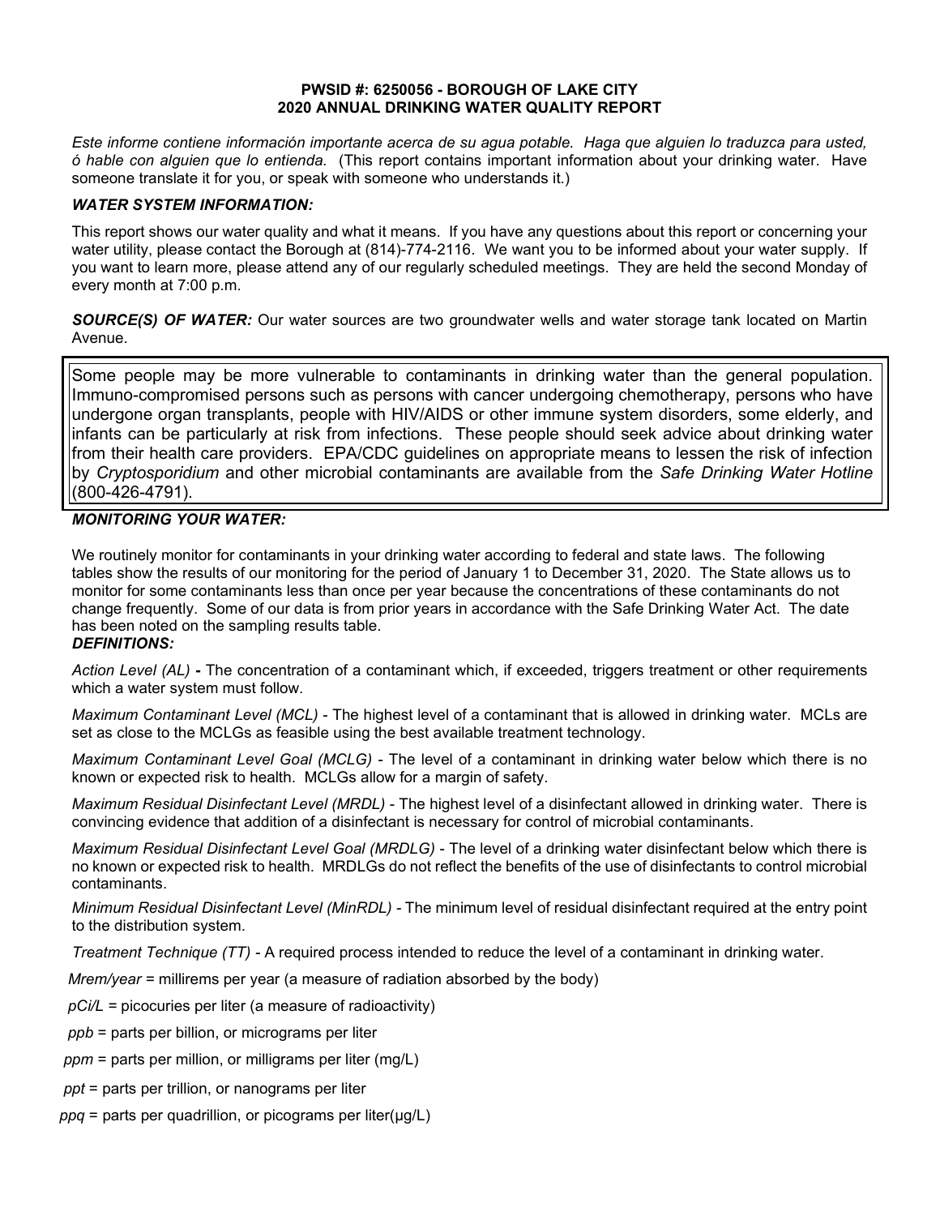**PWSID #: 6250056 - BOROUGH OF LAKE CITY**
**2020 ANNUAL DRINKING WATER QUALITY REPORT**

*Este informe contiene información importante acerca de su agua potable. Haga que alguien lo traduzca para usted, ó hable con alguien que lo entienda.* (This report contains important information about your drinking water. Have someone translate it for you, or speak with someone who understands it.)

***WATER SYSTEM INFORMATION:***

This report shows our water quality and what it means. If you have any questions about this report or concerning your water utility, please contact the Borough at (814)-774-2116. We want you to be informed about your water supply. If you want to learn more, please attend any of our regularly scheduled meetings. They are held the second Monday of every month at 7:00 p.m.

***SOURCE(S) OF WATER:*** Our water sources are two groundwater wells and water storage tank located on Martin Avenue.

Some people may be more vulnerable to contaminants in drinking water than the general population. Immuno-compromised persons such as persons with cancer undergoing chemotherapy, persons who have undergone organ transplants, people with HIV/AIDS or other immune system disorders, some elderly, and infants can be particularly at risk from infections. These people should seek advice about drinking water from their health care providers. EPA/CDC guidelines on appropriate means to lessen the risk of infection by *Cryptosporidium* and other microbial contaminants are available from the *Safe Drinking Water Hotline* (800-426-4791).

***MONITORING YOUR WATER:***

We routinely monitor for contaminants in your drinking water according to federal and state laws. The following tables show the results of our monitoring for the period of January 1 to December 31, 2020. The State allows us to monitor for some contaminants less than once per year because the concentrations of these contaminants do not change frequently. Some of our data is from prior years in accordance with the Safe Drinking Water Act. The date has been noted on the sampling results table.

***DEFINITIONS:***

*Action Level (AL)* **-** The concentration of a contaminant which, if exceeded, triggers treatment or other requirements which a water system must follow.

*Maximum Contaminant Level (MCL)* - The highest level of a contaminant that is allowed in drinking water. MCLs are set as close to the MCLGs as feasible using the best available treatment technology.

*Maximum Contaminant Level Goal (MCLG)* - The level of a contaminant in drinking water below which there is no known or expected risk to health. MCLGs allow for a margin of safety.

*Maximum Residual Disinfectant Level (MRDL)* - The highest level of a disinfectant allowed in drinking water. There is convincing evidence that addition of a disinfectant is necessary for control of microbial contaminants.

*Maximum Residual Disinfectant Level Goal (MRDLG)* - The level of a drinking water disinfectant below which there is no known or expected risk to health. MRDLGs do not reflect the benefits of the use of disinfectants to control microbial contaminants.

*Minimum Residual Disinfectant Level (MinRDL)* - The minimum level of residual disinfectant required at the entry point to the distribution system.

*Treatment Technique (TT)* - A required process intended to reduce the level of a contaminant in drinking water.

*Mrem/year* = millirems per year (a measure of radiation absorbed by the body)

*pCi/L* = picocuries per liter (a measure of radioactivity)

*ppb* = parts per billion, or micrograms per liter

*ppm* = parts per million, or milligrams per liter (mg/L)

*ppt* = parts per trillion, or nanograms per liter

*ppq* = parts per quadrillion, or picograms per liter(μg/L)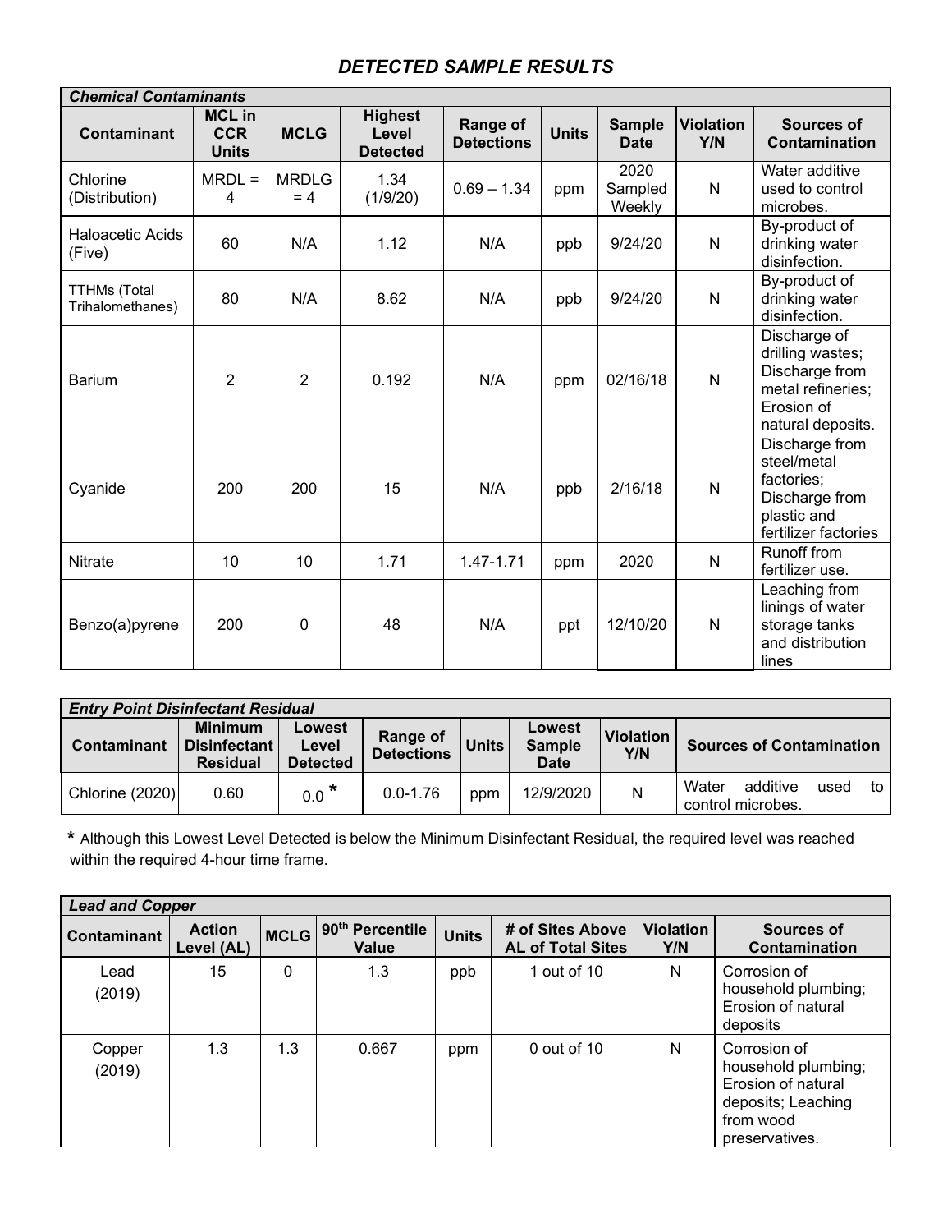## *DETECTED SAMPLE RESULTS*

| ***Chemical Contaminants*** | | | | | | | | |
|---|---|---|---|---|---|---|---|---|
| **Contaminant** | **MCL in CCR Units** | **MCLG** | **Highest Level Detected** | **Range of Detections** | **Units** | **Sample Date** | **Violation Y/N** | **Sources of Contamination** |
| Chlorine (Distribution) | MRDL = 4 | MRDLG = 4 | 1.34 (1/9/20) | 0.69 – 1.34 | ppm | 2020 Sampled Weekly | N | Water additive used to control microbes. |
| Haloacetic Acids (Five) | 60 | N/A | 1.12 | N/A | ppb | 9/24/20 | N | By-product of drinking water disinfection. |
| TTHMs (Total Trihalomethanes) | 80 | N/A | 8.62 | N/A | ppb | 9/24/20 | N | By-product of drinking water disinfection. |
| Barium | 2 | 2 | 0.192 | N/A | ppm | 02/16/18 | N | Discharge of drilling wastes; Discharge from metal refineries; Erosion of natural deposits. |
| Cyanide | 200 | 200 | 15 | N/A | ppb | 2/16/18 | N | Discharge from steel/metal factories; Discharge from plastic and fertilizer factories |
| Nitrate | 10 | 10 | 1.71 | 1.47-1.71 | ppm | 2020 | N | Runoff from fertilizer use. |
| Benzo(a)pyrene | 200 | 0 | 48 | N/A | ppt | 12/10/20 | N | Leaching from linings of water storage tanks and distribution lines |

| ***Entry Point Disinfectant Residual*** | | | | | | | |
|---|---|---|---|---|---|---|---|
| **Contaminant** | **Minimum Disinfectant Residual** | **Lowest Level Detected** | **Range of Detections** | **Units** | **Lowest Sample Date** | **Violation Y/N** | **Sources of Contamination** |
| Chlorine (2020) | 0.60 | 0.0 * | 0.0-1.76 | ppm | 12/9/2020 | N | Water additive used to control microbes. |

**\*** Although this Lowest Level Detected is below the Minimum Disinfectant Residual, the required level was reached within the required 4-hour time frame.

| ***Lead and Copper*** | | | | | | | |
|---|---|---|---|---|---|---|---|
| **Contaminant** | **Action Level (AL)** | **MCLG** | **90th Percentile Value** | **Units** | **# of Sites Above AL of Total Sites** | **Violation Y/N** | **Sources of Contamination** |
| Lead (2019) | 15 | 0 | 1.3 | ppb | 1 out of 10 | N | Corrosion of household plumbing; Erosion of natural deposits |
| Copper (2019) | 1.3 | 1.3 | 0.667 | ppm | 0 out of 10 | N | Corrosion of household plumbing; Erosion of natural deposits; Leaching from wood preservatives. |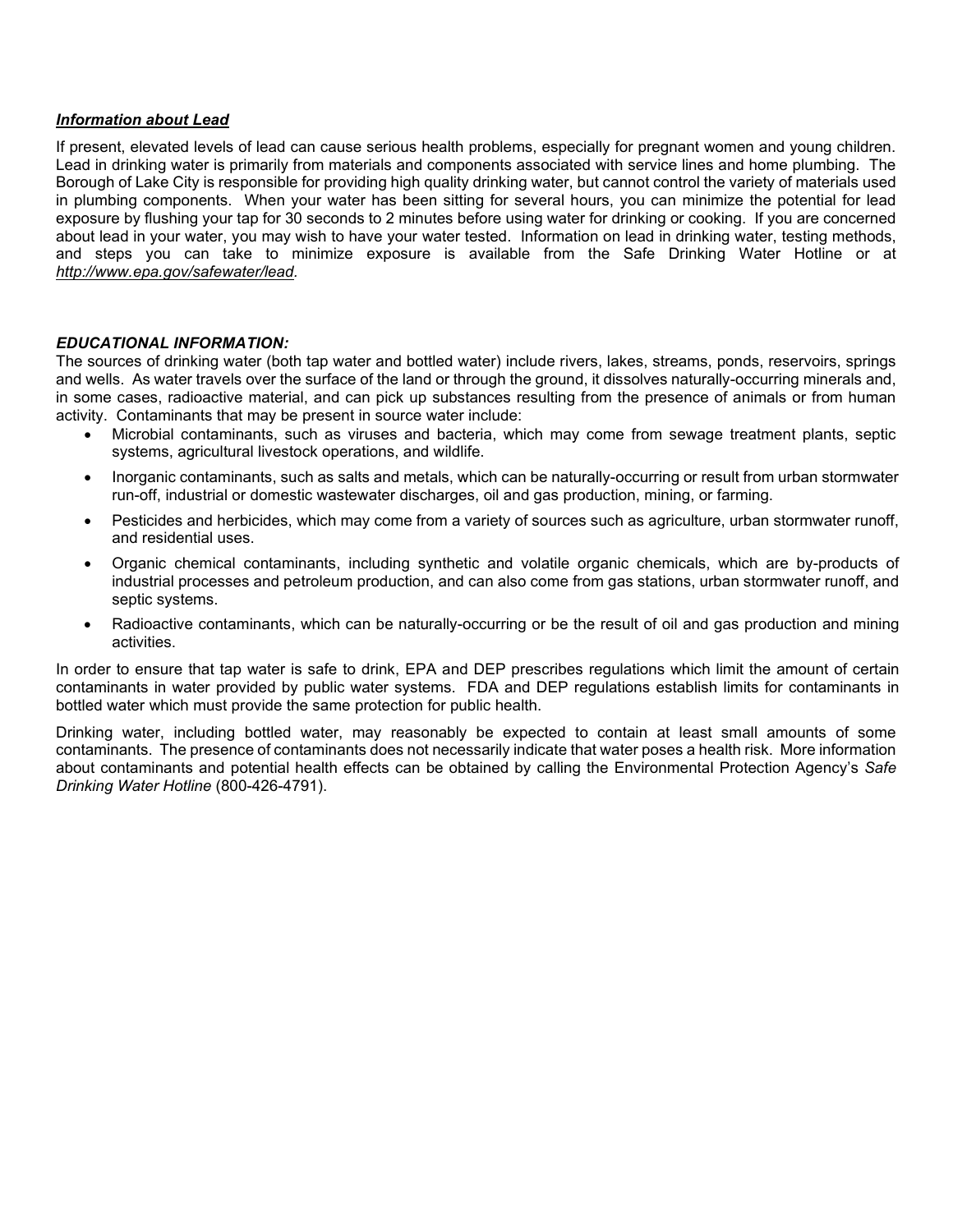***Information about Lead***

If present, elevated levels of lead can cause serious health problems, especially for pregnant women and young children. Lead in drinking water is primarily from materials and components associated with service lines and home plumbing. The Borough of Lake City is responsible for providing high quality drinking water, but cannot control the variety of materials used in plumbing components. When your water has been sitting for several hours, you can minimize the potential for lead exposure by flushing your tap for 30 seconds to 2 minutes before using water for drinking or cooking. If you are concerned about lead in your water, you may wish to have your water tested. Information on lead in drinking water, testing methods, and steps you can take to minimize exposure is available from the Safe Drinking Water Hotline or at *http://www.epa.gov/safewater/lead*.

***EDUCATIONAL INFORMATION:***

The sources of drinking water (both tap water and bottled water) include rivers, lakes, streams, ponds, reservoirs, springs and wells. As water travels over the surface of the land or through the ground, it dissolves naturally-occurring minerals and, in some cases, radioactive material, and can pick up substances resulting from the presence of animals or from human activity. Contaminants that may be present in source water include:

- Microbial contaminants, such as viruses and bacteria, which may come from sewage treatment plants, septic systems, agricultural livestock operations, and wildlife.
- Inorganic contaminants, such as salts and metals, which can be naturally-occurring or result from urban stormwater run-off, industrial or domestic wastewater discharges, oil and gas production, mining, or farming.
- Pesticides and herbicides, which may come from a variety of sources such as agriculture, urban stormwater runoff, and residential uses.
- Organic chemical contaminants, including synthetic and volatile organic chemicals, which are by-products of industrial processes and petroleum production, and can also come from gas stations, urban stormwater runoff, and septic systems.
- Radioactive contaminants, which can be naturally-occurring or be the result of oil and gas production and mining activities.

In order to ensure that tap water is safe to drink, EPA and DEP prescribes regulations which limit the amount of certain contaminants in water provided by public water systems. FDA and DEP regulations establish limits for contaminants in bottled water which must provide the same protection for public health.

Drinking water, including bottled water, may reasonably be expected to contain at least small amounts of some contaminants. The presence of contaminants does not necessarily indicate that water poses a health risk. More information about contaminants and potential health effects can be obtained by calling the Environmental Protection Agency's *Safe Drinking Water Hotline* (800-426-4791).